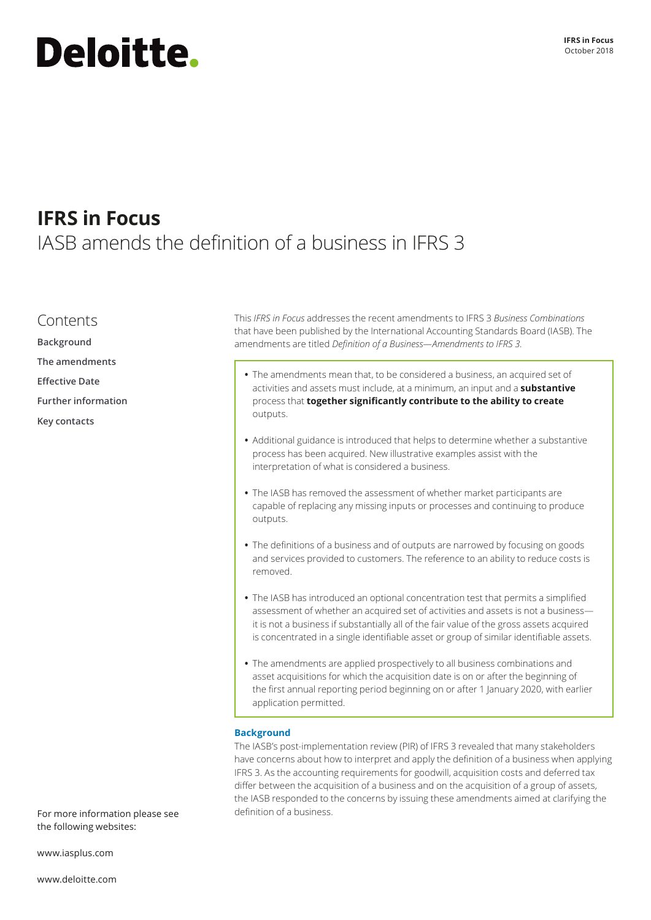# Deloitte.

**IFRS in Focus**
October 2018

# IFRS in Focus

## IASB amends the definition of a business in IFRS 3

## Contents

**Background**

**The amendments**

**Effective Date**

**Further information**

**Key contacts**

For more information please see the following websites:

www.iasplus.com

www.deloitte.com

This *IFRS in Focus* addresses the recent amendments to IFRS 3 *Business Combinations* that have been published by the International Accounting Standards Board (IASB). The amendments are titled *Definition of a Business—Amendments to IFRS 3*.

- The amendments mean that, to be considered a business, an acquired set of activities and assets must include, at a minimum, an input and a **substantive** process that **together significantly contribute to the ability to create** outputs.
- Additional guidance is introduced that helps to determine whether a substantive process has been acquired. New illustrative examples assist with the interpretation of what is considered a business.
- The IASB has removed the assessment of whether market participants are capable of replacing any missing inputs or processes and continuing to produce outputs.
- The definitions of a business and of outputs are narrowed by focusing on goods and services provided to customers. The reference to an ability to reduce costs is removed.
- The IASB has introduced an optional concentration test that permits a simplified assessment of whether an acquired set of activities and assets is not a business—it is not a business if substantially all of the fair value of the gross assets acquired is concentrated in a single identifiable asset or group of similar identifiable assets.
- The amendments are applied prospectively to all business combinations and asset acquisitions for which the acquisition date is on or after the beginning of the first annual reporting period beginning on or after 1 January 2020, with earlier application permitted.

### Background

The IASB's post-implementation review (PIR) of IFRS 3 revealed that many stakeholders have concerns about how to interpret and apply the definition of a business when applying IFRS 3. As the accounting requirements for goodwill, acquisition costs and deferred tax differ between the acquisition of a business and on the acquisition of a group of assets, the IASB responded to the concerns by issuing these amendments aimed at clarifying the definition of a business.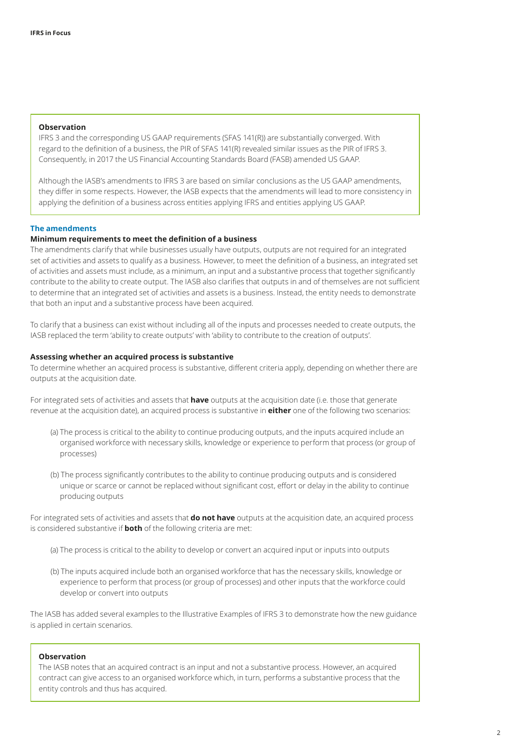**Observation**

IFRS 3 and the corresponding US GAAP requirements (SFAS 141(R)) are substantially converged. With regard to the definition of a business, the PIR of SFAS 141(R) revealed similar issues as the PIR of IFRS 3. Consequently, in 2017 the US Financial Accounting Standards Board (FASB) amended US GAAP.

Although the IASB's amendments to IFRS 3 are based on similar conclusions as the US GAAP amendments, they differ in some respects. However, the IASB expects that the amendments will lead to more consistency in applying the definition of a business across entities applying IFRS and entities applying US GAAP.

## The amendments

### Minimum requirements to meet the definition of a business

The amendments clarify that while businesses usually have outputs, outputs are not required for an integrated set of activities and assets to qualify as a business. However, to meet the definition of a business, an integrated set of activities and assets must include, as a minimum, an input and a substantive process that together significantly contribute to the ability to create output. The IASB also clarifies that outputs in and of themselves are not sufficient to determine that an integrated set of activities and assets is a business. Instead, the entity needs to demonstrate that both an input and a substantive process have been acquired.

To clarify that a business can exist without including all of the inputs and processes needed to create outputs, the IASB replaced the term 'ability to create outputs' with 'ability to contribute to the creation of outputs'.

### Assessing whether an acquired process is substantive

To determine whether an acquired process is substantive, different criteria apply, depending on whether there are outputs at the acquisition date.

For integrated sets of activities and assets that **have** outputs at the acquisition date (i.e. those that generate revenue at the acquisition date), an acquired process is substantive in **either** one of the following two scenarios:

(a) The process is critical to the ability to continue producing outputs, and the inputs acquired include an organised workforce with necessary skills, knowledge or experience to perform that process (or group of processes)

(b) The process significantly contributes to the ability to continue producing outputs and is considered unique or scarce or cannot be replaced without significant cost, effort or delay in the ability to continue producing outputs

For integrated sets of activities and assets that **do not have** outputs at the acquisition date, an acquired process is considered substantive if **both** of the following criteria are met:

(a) The process is critical to the ability to develop or convert an acquired input or inputs into outputs

(b) The inputs acquired include both an organised workforce that has the necessary skills, knowledge or experience to perform that process (or group of processes) and other inputs that the workforce could develop or convert into outputs

The IASB has added several examples to the Illustrative Examples of IFRS 3 to demonstrate how the new guidance is applied in certain scenarios.

**Observation**

The IASB notes that an acquired contract is an input and not a substantive process. However, an acquired contract can give access to an organised workforce which, in turn, performs a substantive process that the entity controls and thus has acquired.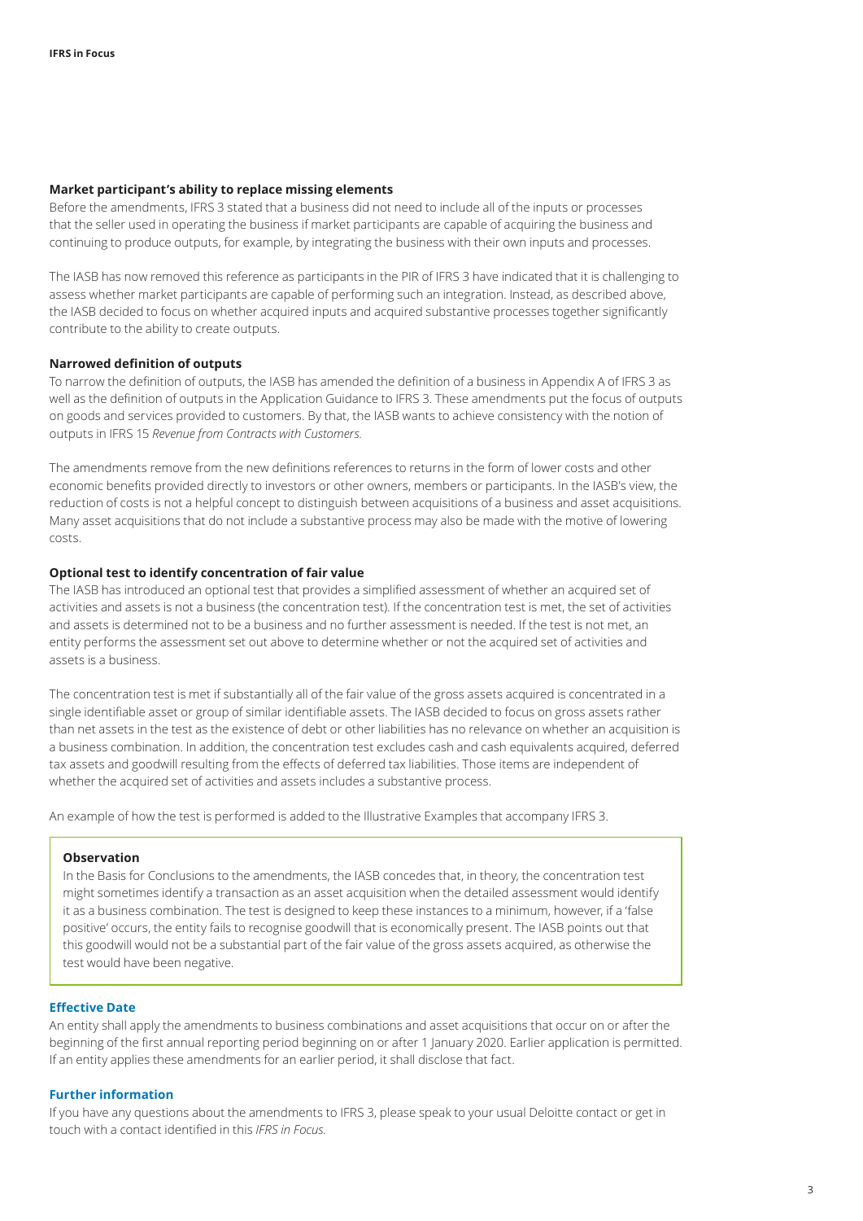**Market participant's ability to replace missing elements**

Before the amendments, IFRS 3 stated that a business did not need to include all of the inputs or processes that the seller used in operating the business if market participants are capable of acquiring the business and continuing to produce outputs, for example, by integrating the business with their own inputs and processes.

The IASB has now removed this reference as participants in the PIR of IFRS 3 have indicated that it is challenging to assess whether market participants are capable of performing such an integration. Instead, as described above, the IASB decided to focus on whether acquired inputs and acquired substantive processes together significantly contribute to the ability to create outputs.

**Narrowed definition of outputs**

To narrow the definition of outputs, the IASB has amended the definition of a business in Appendix A of IFRS 3 as well as the definition of outputs in the Application Guidance to IFRS 3. These amendments put the focus of outputs on goods and services provided to customers. By that, the IASB wants to achieve consistency with the notion of outputs in IFRS 15 *Revenue from Contracts with Customers.*

The amendments remove from the new definitions references to returns in the form of lower costs and other economic benefits provided directly to investors or other owners, members or participants. In the IASB's view, the reduction of costs is not a helpful concept to distinguish between acquisitions of a business and asset acquisitions. Many asset acquisitions that do not include a substantive process may also be made with the motive of lowering costs.

**Optional test to identify concentration of fair value**

The IASB has introduced an optional test that provides a simplified assessment of whether an acquired set of activities and assets is not a business (the concentration test). If the concentration test is met, the set of activities and assets is determined not to be a business and no further assessment is needed. If the test is not met, an entity performs the assessment set out above to determine whether or not the acquired set of activities and assets is a business.

The concentration test is met if substantially all of the fair value of the gross assets acquired is concentrated in a single identifiable asset or group of similar identifiable assets. The IASB decided to focus on gross assets rather than net assets in the test as the existence of debt or other liabilities has no relevance on whether an acquisition is a business combination. In addition, the concentration test excludes cash and cash equivalents acquired, deferred tax assets and goodwill resulting from the effects of deferred tax liabilities. Those items are independent of whether the acquired set of activities and assets includes a substantive process.

An example of how the test is performed is added to the Illustrative Examples that accompany IFRS 3.

> **Observation**
>
> In the Basis for Conclusions to the amendments, the IASB concedes that, in theory, the concentration test might sometimes identify a transaction as an asset acquisition when the detailed assessment would identify it as a business combination. The test is designed to keep these instances to a minimum, however, if a 'false positive' occurs, the entity fails to recognise goodwill that is economically present. The IASB points out that this goodwill would not be a substantial part of the fair value of the gross assets acquired, as otherwise the test would have been negative.

## Effective Date

An entity shall apply the amendments to business combinations and asset acquisitions that occur on or after the beginning of the first annual reporting period beginning on or after 1 January 2020. Earlier application is permitted. If an entity applies these amendments for an earlier period, it shall disclose that fact.

## Further information

If you have any questions about the amendments to IFRS 3, please speak to your usual Deloitte contact or get in touch with a contact identified in this *IFRS in Focus.*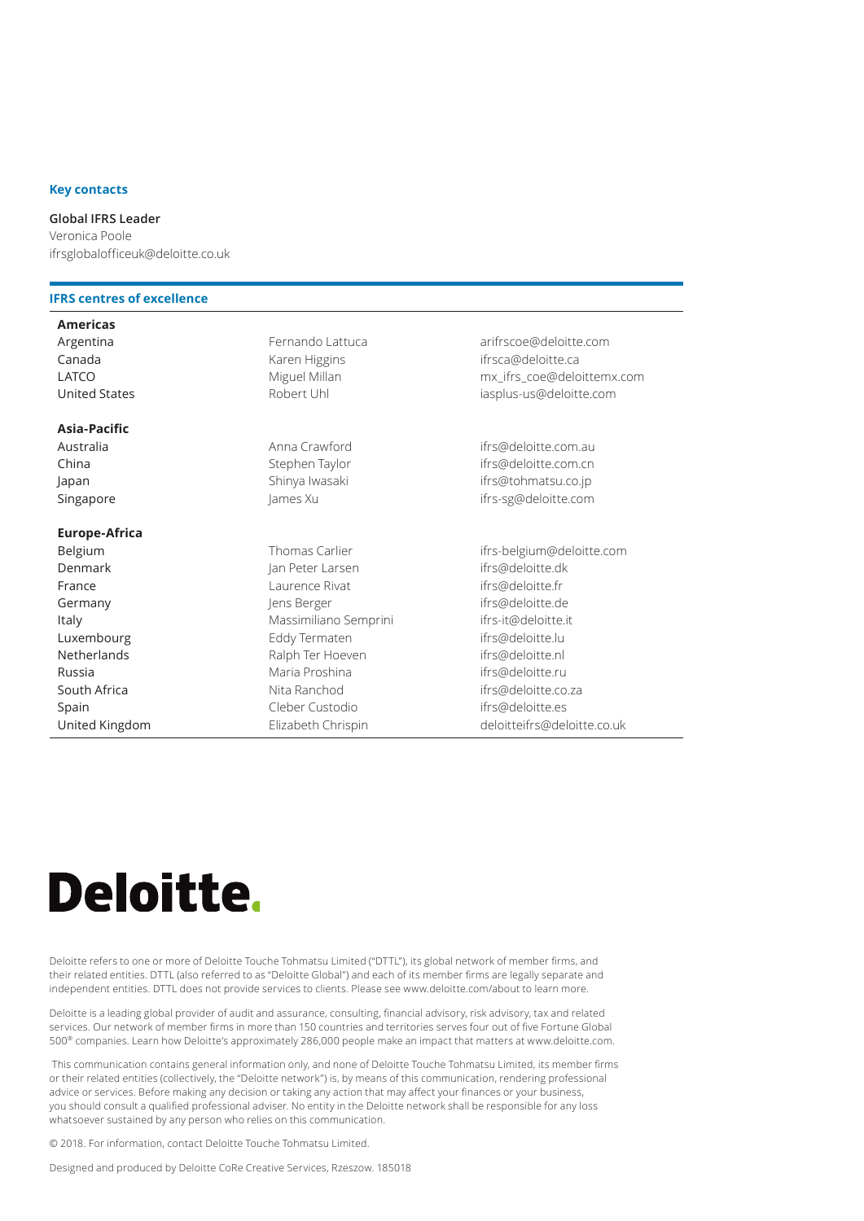**Key contacts**

**Global IFRS Leader**
Veronica Poole
ifrsglobalofficeuk@deloitte.co.uk

**IFRS centres of excellence**

| | | |
|---|---|---|
| **Americas** | | |
| Argentina | Fernando Lattuca | arifrscoe@deloitte.com |
| Canada | Karen Higgins | ifrsca@deloitte.ca |
| LATCO | Miguel Millan | mx_ifrs_coe@deloittemx.com |
| United States | Robert Uhl | iasplus-us@deloitte.com |
| **Asia-Pacific** | | |
| Australia | Anna Crawford | ifrs@deloitte.com.au |
| China | Stephen Taylor | ifrs@deloitte.com.cn |
| Japan | Shinya Iwasaki | ifrs@tohmatsu.co.jp |
| Singapore | James Xu | ifrs-sg@deloitte.com |
| **Europe-Africa** | | |
| Belgium | Thomas Carlier | ifrs-belgium@deloitte.com |
| Denmark | Jan Peter Larsen | ifrs@deloitte.dk |
| France | Laurence Rivat | ifrs@deloitte.fr |
| Germany | Jens Berger | ifrs@deloitte.de |
| Italy | Massimiliano Semprini | ifrs-it@deloitte.it |
| Luxembourg | Eddy Termaten | ifrs@deloitte.lu |
| Netherlands | Ralph Ter Hoeven | ifrs@deloitte.nl |
| Russia | Maria Proshina | ifrs@deloitte.ru |
| South Africa | Nita Ranchod | ifrs@deloitte.co.za |
| Spain | Cleber Custodio | ifrs@deloitte.es |
| United Kingdom | Elizabeth Chrispin | deloitteifrs@deloitte.co.uk |

**Deloitte.**

Deloitte refers to one or more of Deloitte Touche Tohmatsu Limited ("DTTL"), its global network of member firms, and their related entities. DTTL (also referred to as "Deloitte Global") and each of its member firms are legally separate and independent entities. DTTL does not provide services to clients. Please see www.deloitte.com/about to learn more.

Deloitte is a leading global provider of audit and assurance, consulting, financial advisory, risk advisory, tax and related services. Our network of member firms in more than 150 countries and territories serves four out of five Fortune Global 500® companies. Learn how Deloitte's approximately 286,000 people make an impact that matters at www.deloitte.com.

This communication contains general information only, and none of Deloitte Touche Tohmatsu Limited, its member firms or their related entities (collectively, the "Deloitte network") is, by means of this communication, rendering professional advice or services. Before making any decision or taking any action that may affect your finances or your business, you should consult a qualified professional adviser. No entity in the Deloitte network shall be responsible for any loss whatsoever sustained by any person who relies on this communication.

© 2018. For information, contact Deloitte Touche Tohmatsu Limited.

Designed and produced by Deloitte CoRe Creative Services, Rzeszow. 185018